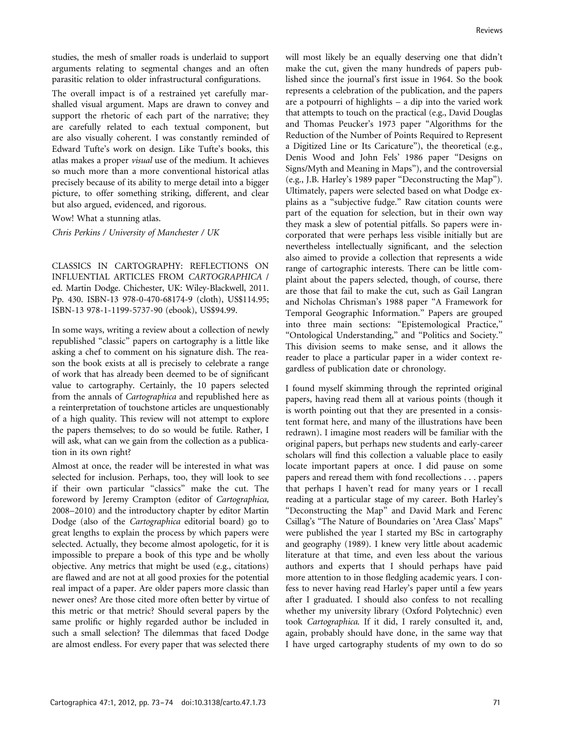studies, the mesh of smaller roads is underlaid to support arguments relating to segmental changes and an often parasitic relation to older infrastructural configurations.

The overall impact is of a restrained yet carefully marshalled visual argument. Maps are drawn to convey and support the rhetoric of each part of the narrative; they are carefully related to each textual component, but are also visually coherent. I was constantly reminded of Edward Tufte's work on design. Like Tufte's books, this atlas makes a proper *visual* use of the medium. It achieves so much more than a more conventional historical atlas precisely because of its ability to merge detail into a bigger picture, to offer something striking, different, and clear but also argued, evidenced, and rigorous.

Wow! What a stunning atlas.

*Chris Perkins / University of Manchester / UK*

CLASSICS IN CARTOGRAPHY: REFLECTIONS ON INFLUENTIAL ARTICLES FROM *CARTOGRAPHICA* / ed. Martin Dodge. Chichester, UK: Wiley-Blackwell, 2011. Pp. 430. ISBN-13 978-0-470-68174-9 (cloth), US$114.95; ISBN-13 978-1-1199-5737-90 (ebook), US$94.99.

In some ways, writing a review about a collection of newly republished "classic" papers on cartography is a little like asking a chef to comment on his signature dish. The reason the book exists at all is precisely to celebrate a range of work that has already been deemed to be of significant value to cartography. Certainly, the 10 papers selected from the annals of *Cartographica* and republished here as a reinterpretation of touchstone articles are unquestionably of a high quality. This review will not attempt to explore the papers themselves; to do so would be futile. Rather, I will ask, what can we gain from the collection as a publication in its own right?

Almost at once, the reader will be interested in what was selected for inclusion. Perhaps, too, they will look to see if their own particular "classics" make the cut. The foreword by Jeremy Crampton (editor of *Cartographica,* 2008–2010) and the introductory chapter by editor Martin Dodge (also of the *Cartographica* editorial board) go to great lengths to explain the process by which papers were selected. Actually, they become almost apologetic, for it is impossible to prepare a book of this type and be wholly objective. Any metrics that might be used (e.g., citations) are flawed and are not at all good proxies for the potential real impact of a paper. Are older papers more classic than newer ones? Are those cited more often better by virtue of this metric or that metric? Should several papers by the same prolific or highly regarded author be included in such a small selection? The dilemmas that faced Dodge are almost endless. For every paper that was selected there will most likely be an equally deserving one that didn't make the cut, given the many hundreds of papers published since the journal's first issue in 1964. So the book represents a celebration of the publication, and the papers are a potpourri of highlights – a dip into the varied work that attempts to touch on the practical (e.g., David Douglas and Thomas Peucker's 1973 paper "Algorithms for the Reduction of the Number of Points Required to Represent a Digitized Line or Its Caricature"), the theoretical (e.g., Denis Wood and John Fels' 1986 paper "Designs on Signs/Myth and Meaning in Maps"), and the controversial (e.g., J.B. Harley's 1989 paper "Deconstructing the Map"). Ultimately, papers were selected based on what Dodge explains as a "subjective fudge." Raw citation counts were part of the equation for selection, but in their own way they mask a slew of potential pitfalls. So papers were incorporated that were perhaps less visible initially but are nevertheless intellectually significant, and the selection also aimed to provide a collection that represents a wide range of cartographic interests. There can be little complaint about the papers selected, though, of course, there are those that fail to make the cut, such as Gail Langran and Nicholas Chrisman's 1988 paper "A Framework for Temporal Geographic Information." Papers are grouped into three main sections: "Epistemological Practice," "Ontological Understanding," and "Politics and Society." This division seems to make sense, and it allows the reader to place a particular paper in a wider context regardless of publication date or chronology.

I found myself skimming through the reprinted original papers, having read them all at various points (though it is worth pointing out that they are presented in a consistent format here, and many of the illustrations have been redrawn). I imagine most readers will be familiar with the original papers, but perhaps new students and early-career scholars will find this collection a valuable place to easily locate important papers at once. I did pause on some papers and reread them with fond recollections . . . papers that perhaps I haven't read for many years or I recall reading at a particular stage of my career. Both Harley's "Deconstructing the Map" and David Mark and Ferenc Csillag's "The Nature of Boundaries on 'Area Class' Maps" were published the year I started my BSc in cartography and geography (1989). I knew very little about academic literature at that time, and even less about the various authors and experts that I should perhaps have paid more attention to in those fledgling academic years. I confess to never having read Harley's paper until a few years after I graduated. I should also confess to not recalling whether my university library (Oxford Polytechnic) even took *Cartographica*. If it did, I rarely consulted it, and, again, probably should have done, in the same way that I have urged cartography students of my own to do so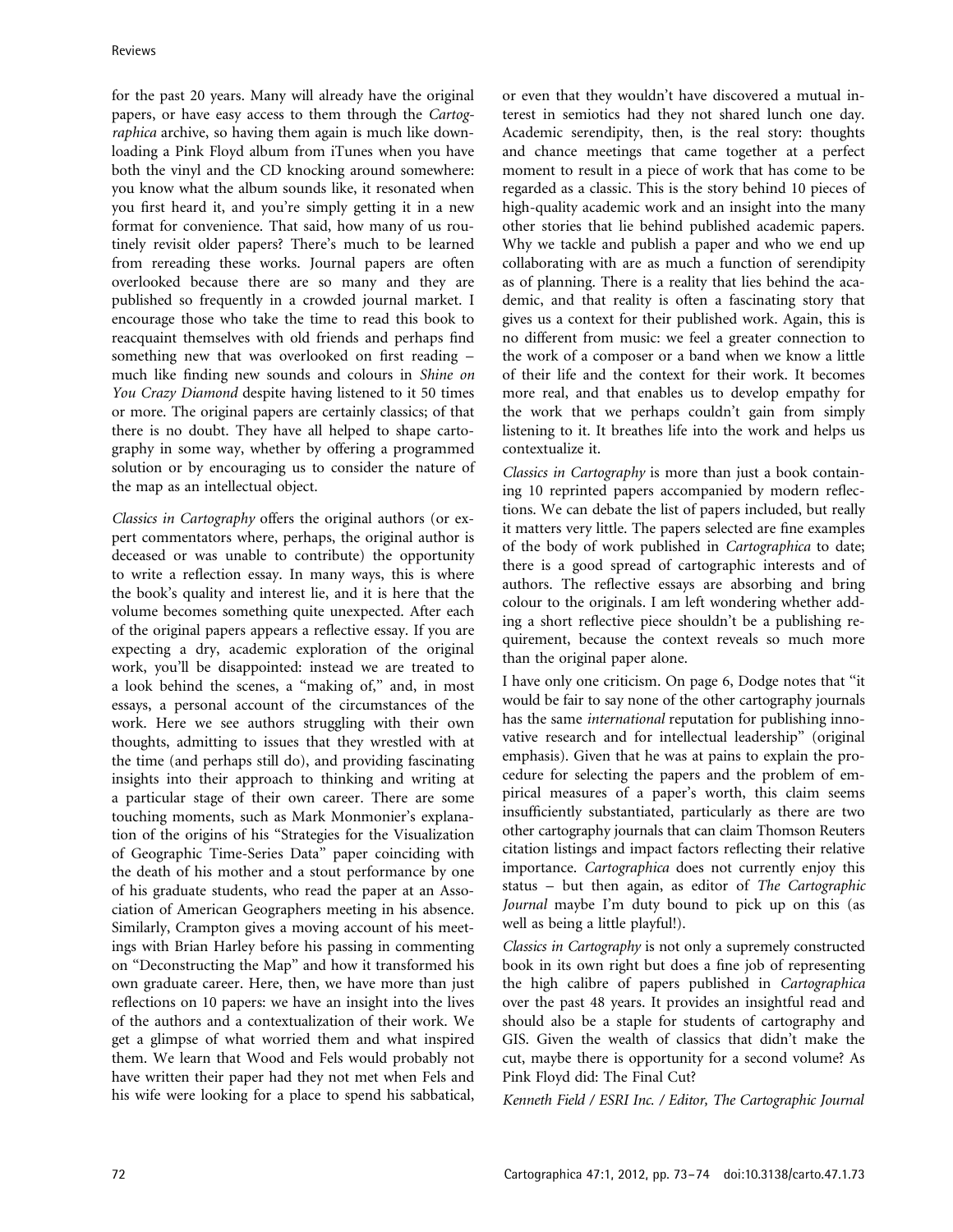for the past 20 years. Many will already have the original papers, or have easy access to them through the *Cartographica* archive, so having them again is much like downloading a Pink Floyd album from iTunes when you have both the vinyl and the CD knocking around somewhere: you know what the album sounds like, it resonated when you first heard it, and you're simply getting it in a new format for convenience. That said, how many of us routinely revisit older papers? There's much to be learned from rereading these works. Journal papers are often overlooked because there are so many and they are published so frequently in a crowded journal market. I encourage those who take the time to read this book to reacquaint themselves with old friends and perhaps find something new that was overlooked on first reading – much like finding new sounds and colours in *Shine on You Crazy Diamond* despite having listened to it 50 times or more. The original papers are certainly classics; of that there is no doubt. They have all helped to shape cartography in some way, whether by offering a programmed solution or by encouraging us to consider the nature of the map as an intellectual object.

*Classics in Cartography* offers the original authors (or expert commentators where, perhaps, the original author is deceased or was unable to contribute) the opportunity to write a reflection essay. In many ways, this is where the book's quality and interest lie, and it is here that the volume becomes something quite unexpected. After each of the original papers appears a reflective essay. If you are expecting a dry, academic exploration of the original work, you'll be disappointed: instead we are treated to a look behind the scenes, a "making of," and, in most essays, a personal account of the circumstances of the work. Here we see authors struggling with their own thoughts, admitting to issues that they wrestled with at the time (and perhaps still do), and providing fascinating insights into their approach to thinking and writing at a particular stage of their own career. There are some touching moments, such as Mark Monmonier's explanation of the origins of his "Strategies for the Visualization of Geographic Time-Series Data" paper coinciding with the death of his mother and a stout performance by one of his graduate students, who read the paper at an Association of American Geographers meeting in his absence. Similarly, Crampton gives a moving account of his meetings with Brian Harley before his passing in commenting on "Deconstructing the Map" and how it transformed his own graduate career. Here, then, we have more than just reflections on 10 papers: we have an insight into the lives of the authors and a contextualization of their work. We get a glimpse of what worried them and what inspired them. We learn that Wood and Fels would probably not have written their paper had they not met when Fels and his wife were looking for a place to spend his sabbatical, or even that they wouldn't have discovered a mutual interest in semiotics had they not shared lunch one day. Academic serendipity, then, is the real story: thoughts and chance meetings that came together at a perfect moment to result in a piece of work that has come to be regarded as a classic. This is the story behind 10 pieces of high-quality academic work and an insight into the many other stories that lie behind published academic papers. Why we tackle and publish a paper and who we end up collaborating with are as much a function of serendipity as of planning. There is a reality that lies behind the academic, and that reality is often a fascinating story that gives us a context for their published work. Again, this is no different from music: we feel a greater connection to the work of a composer or a band when we know a little of their life and the context for their work. It becomes more real, and that enables us to develop empathy for the work that we perhaps couldn't gain from simply listening to it. It breathes life into the work and helps us contextualize it.

*Classics in Cartography* is more than just a book containing 10 reprinted papers accompanied by modern reflections. We can debate the list of papers included, but really it matters very little. The papers selected are fine examples of the body of work published in *Cartographica* to date; there is a good spread of cartographic interests and of authors. The reflective essays are absorbing and bring colour to the originals. I am left wondering whether adding a short reflective piece shouldn't be a publishing requirement, because the context reveals so much more than the original paper alone.

I have only one criticism. On page 6, Dodge notes that "it would be fair to say none of the other cartography journals has the same *international* reputation for publishing innovative research and for intellectual leadership" (original emphasis). Given that he was at pains to explain the procedure for selecting the papers and the problem of empirical measures of a paper's worth, this claim seems insufficiently substantiated, particularly as there are two other cartography journals that can claim Thomson Reuters citation listings and impact factors reflecting their relative importance. *Cartographica* does not currently enjoy this status – but then again, as editor of *The Cartographic Journal* maybe I'm duty bound to pick up on this (as well as being a little playful!).

*Classics in Cartography* is not only a supremely constructed book in its own right but does a fine job of representing the high calibre of papers published in *Cartographica* over the past 48 years. It provides an insightful read and should also be a staple for students of cartography and GIS. Given the wealth of classics that didn't make the cut, maybe there is opportunity for a second volume? As Pink Floyd did: The Final Cut?

*Kenneth Field / ESRI Inc. / Editor, The Cartographic Journal*